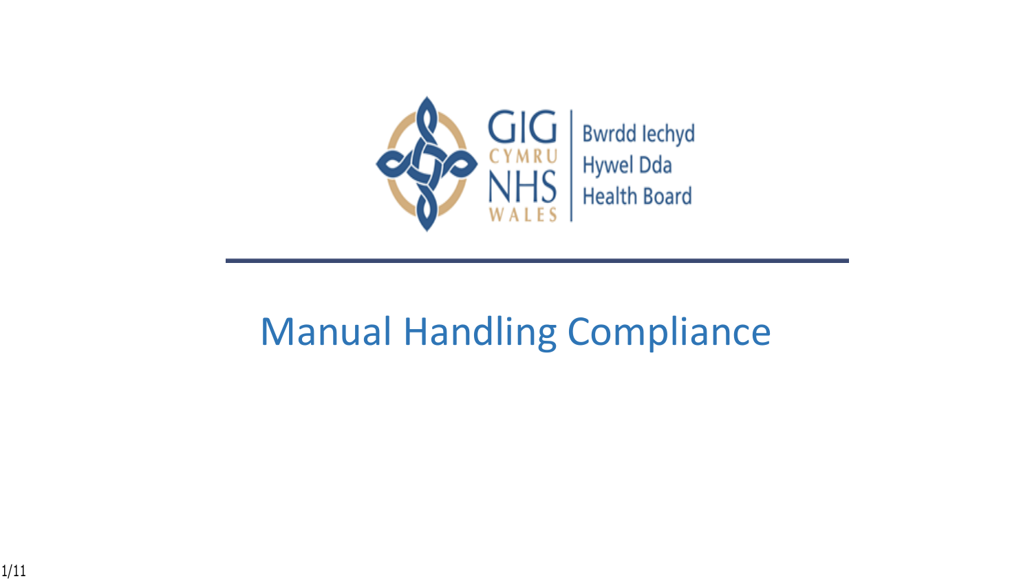GIG CYMRU NHS WALES | Bwrdd Iechyd Hywel Dda Health Board

# Manual Handling Compliance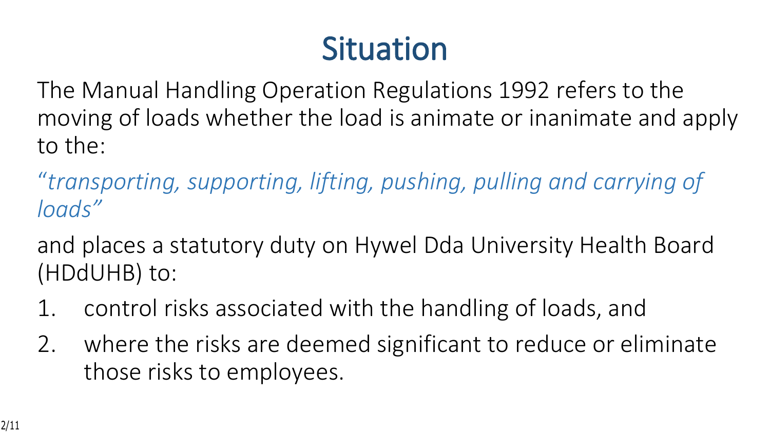# Situation

The Manual Handling Operation Regulations 1992 refers to the moving of loads whether the load is animate or inanimate and apply to the:

*“transporting, supporting, lifting, pushing, pulling and carrying of loads”*

and places a statutory duty on Hywel Dda University Health Board (HDdUHB) to:

1. control risks associated with the handling of loads, and
2. where the risks are deemed significant to reduce or eliminate those risks to employees.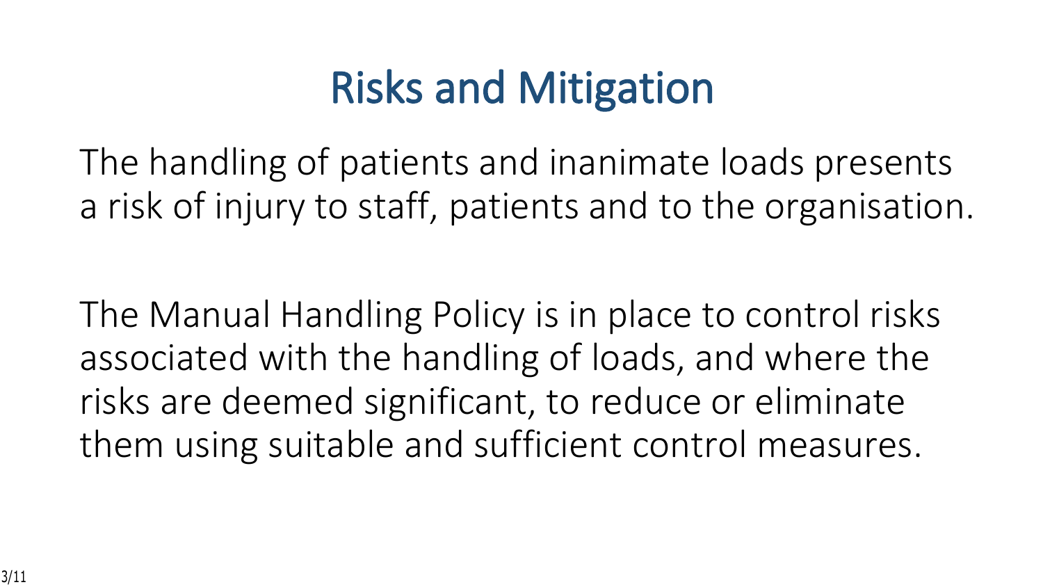# Risks and Mitigation

The handling of patients and inanimate loads presents a risk of injury to staff, patients and to the organisation.

The Manual Handling Policy is in place to control risks associated with the handling of loads, and where the risks are deemed significant, to reduce or eliminate them using suitable and sufficient control measures.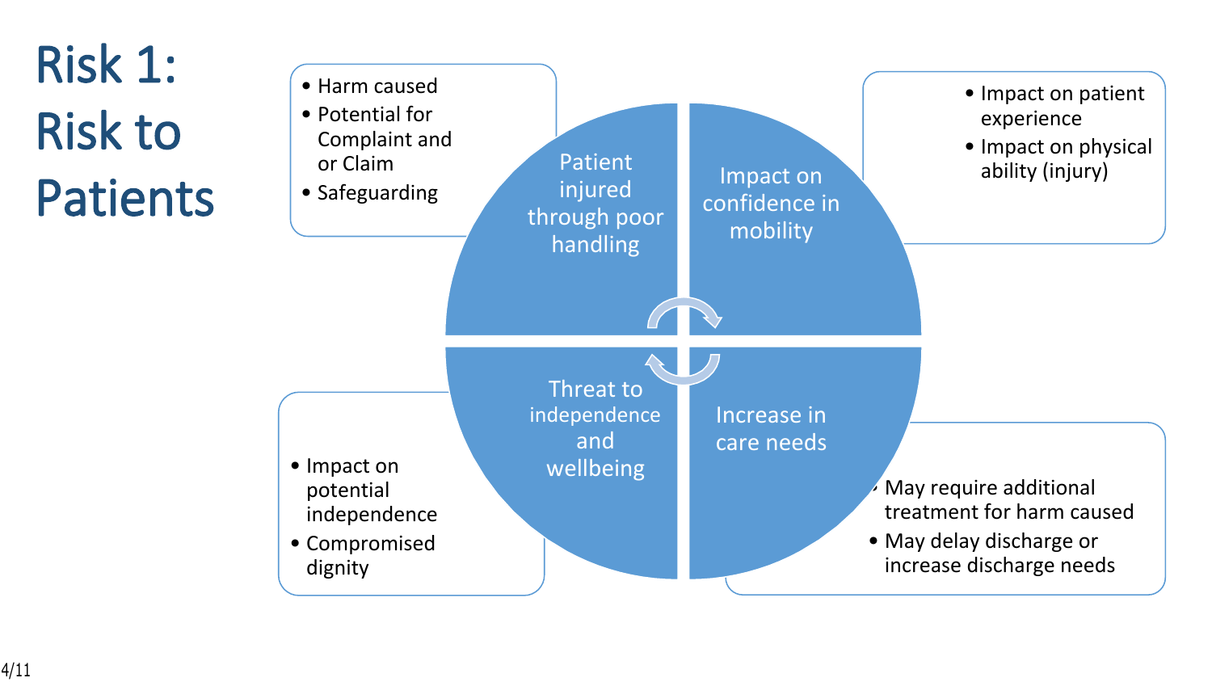# Risk 1: Risk to Patients

**Patient injured through poor handling**

- Harm caused
- Potential for Complaint and or Claim
- Safeguarding

**Impact on confidence in mobility**

- Impact on patient experience
- Impact on physical ability (injury)

**Increase in care needs**

- May require additional treatment for harm caused
- May delay discharge or increase discharge needs

**Threat to independence and wellbeing**

- Impact on potential independence
- Compromised dignity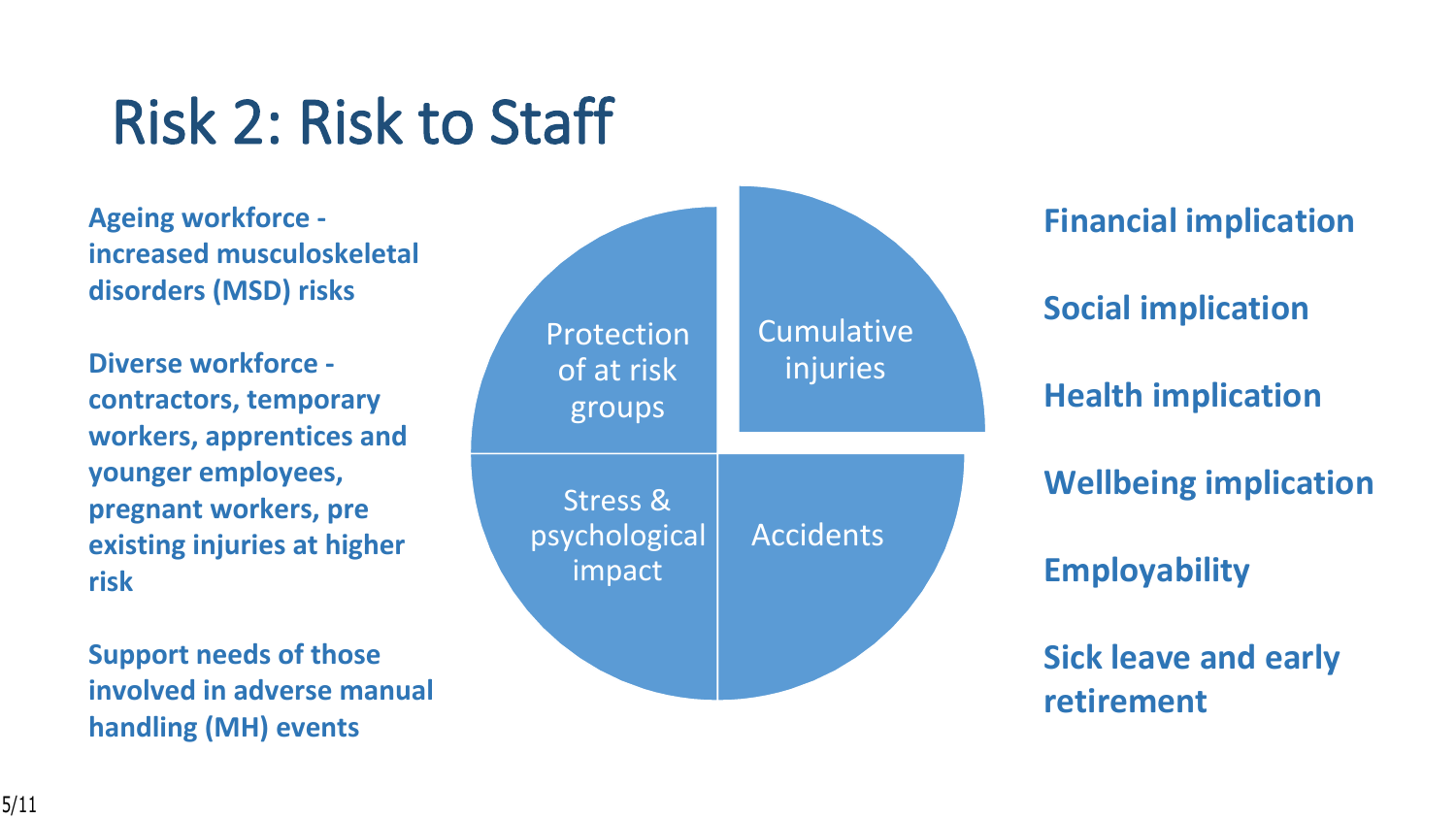# Risk 2: Risk to Staff

**Ageing workforce - increased musculoskeletal disorders (MSD) risks**

**Diverse workforce - contractors, temporary workers, apprentices and younger employees, pregnant workers, pre existing injuries at higher risk**

**Support needs of those involved in adverse manual handling (MH) events**

- Protection of at risk groups
- Cumulative injuries
- Stress & psychological impact
- Accidents

**Financial implication**

**Social implication**

**Health implication**

**Wellbeing implication**

**Employability**

**Sick leave and early retirement**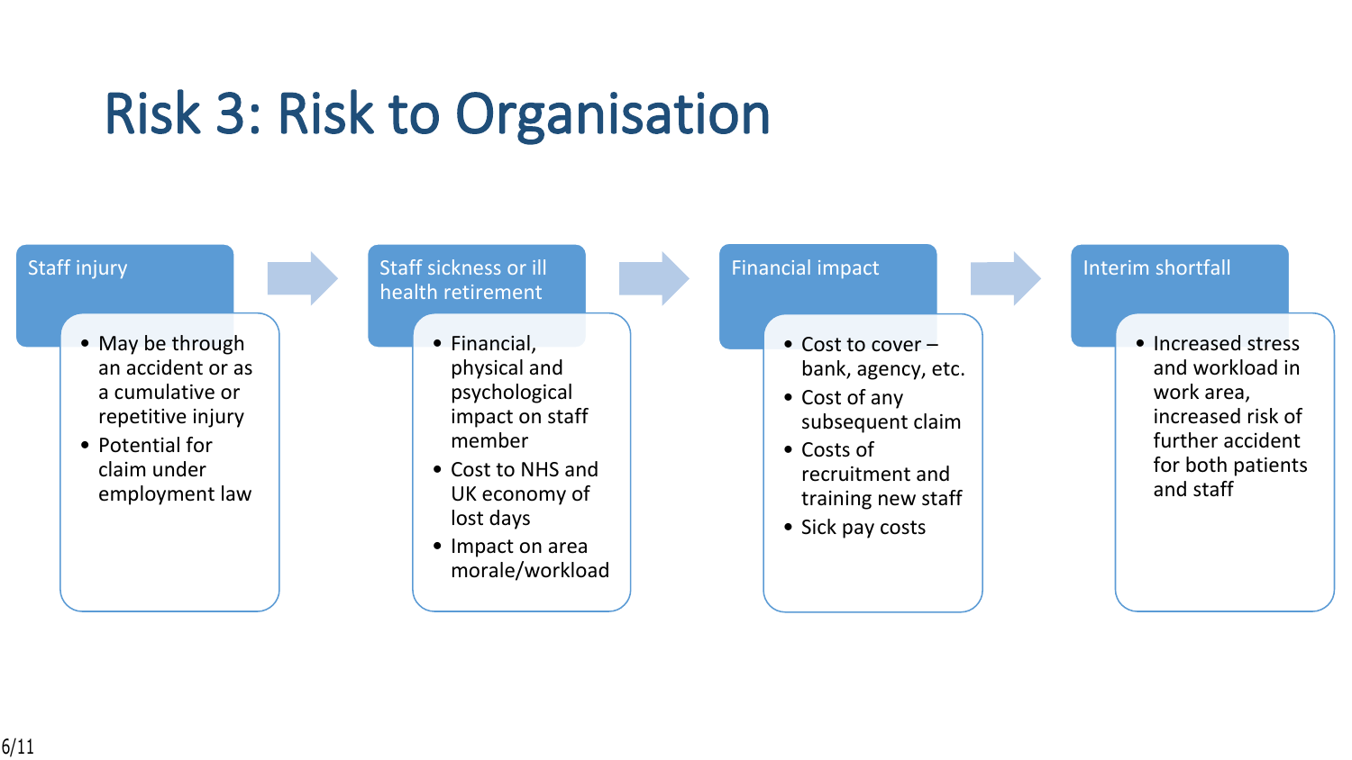# Risk 3: Risk to Organisation

### Staff injury

- May be through an accident or as a cumulative or repetitive injury
- Potential for claim under employment law

### Staff sickness or ill health retirement

- Financial, physical and psychological impact on staff member
- Cost to NHS and UK economy of lost days
- Impact on area morale/workload

### Financial impact

- Cost to cover – bank, agency, etc.
- Cost of any subsequent claim
- Costs of recruitment and training new staff
- Sick pay costs

### Interim shortfall

- Increased stress and workload in work area, increased risk of further accident for both patients and staff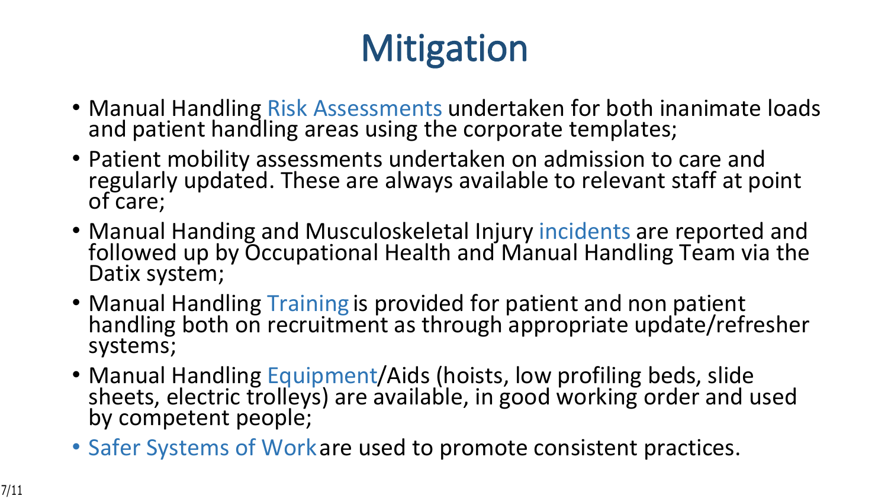# Mitigation

- Manual Handling Risk Assessments undertaken for both inanimate loads and patient handling areas using the corporate templates;
- Patient mobility assessments undertaken on admission to care and regularly updated. These are always available to relevant staff at point of care;
- Manual Handing and Musculoskeletal Injury incidents are reported and followed up by Occupational Health and Manual Handling Team via the Datix system;
- Manual Handling Training is provided for patient and non patient handling both on recruitment as through appropriate update/refresher systems;
- Manual Handling Equipment/Aids (hoists, low profiling beds, slide sheets, electric trolleys) are available, in good working order and used by competent people;
- Safer Systems of Work are used to promote consistent practices.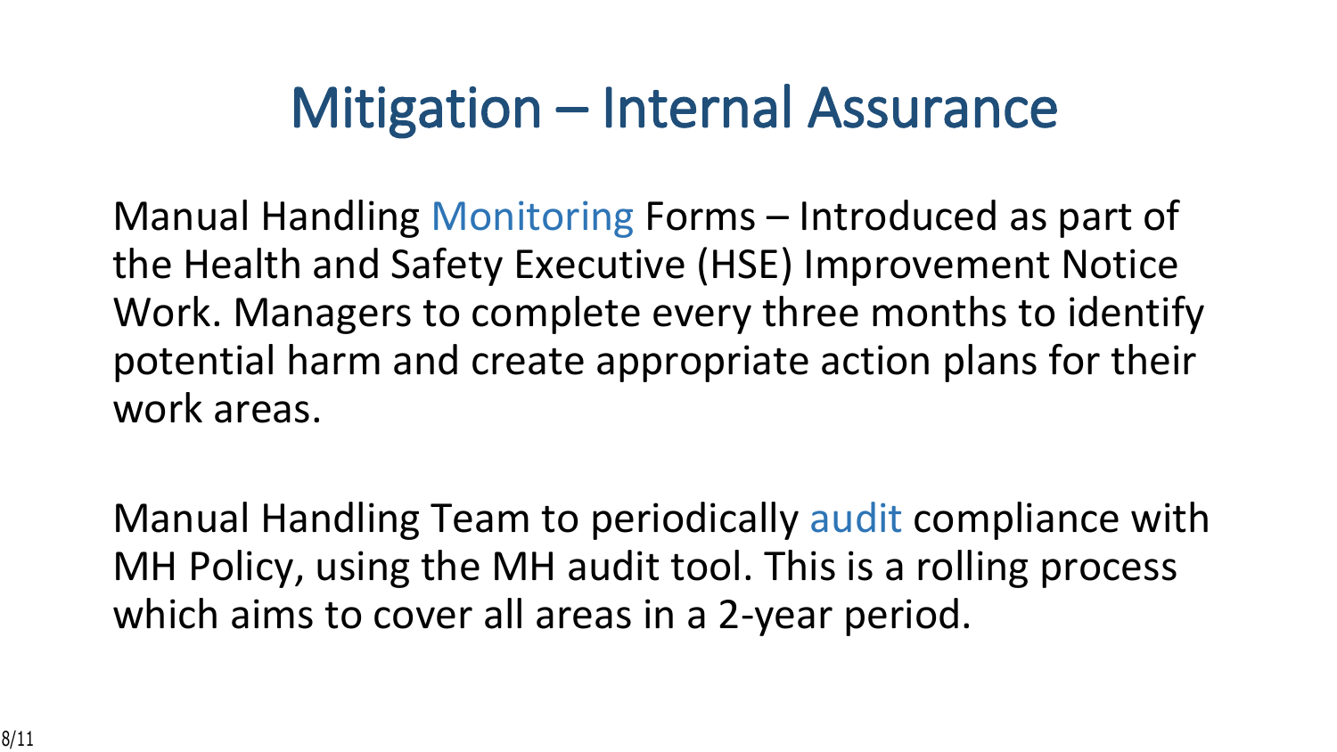# Mitigation – Internal Assurance

Manual Handling Monitoring Forms – Introduced as part of the Health and Safety Executive (HSE) Improvement Notice Work. Managers to complete every three months to identify potential harm and create appropriate action plans for their work areas.

Manual Handling Team to periodically audit compliance with MH Policy, using the MH audit tool. This is a rolling process which aims to cover all areas in a 2-year period.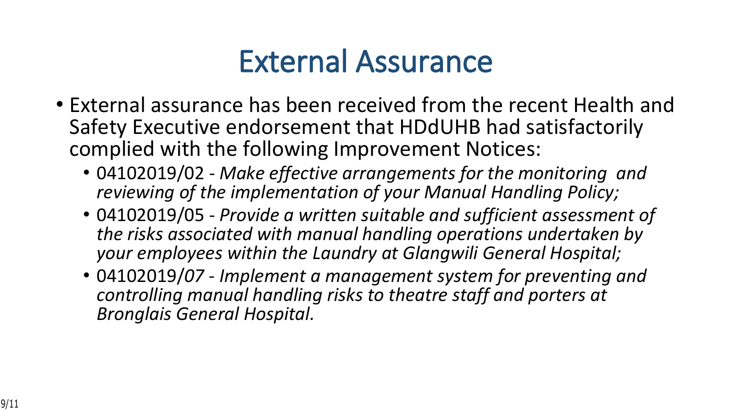# External Assurance

- External assurance has been received from the recent Health and Safety Executive endorsement that HDdUHB had satisfactorily complied with the following Improvement Notices:
  - 04102019/02 - *Make effective arrangements for the monitoring and reviewing of the implementation of your Manual Handling Policy;*
  - 04102019/05 - *Provide a written suitable and sufficient assessment of the risks associated with manual handling operations undertaken by your employees within the Laundry at Glangwili General Hospital;*
  - 04102019/*07 - Implement a management system for preventing and controlling manual handling risks to theatre staff and porters at Bronglais General Hospital.*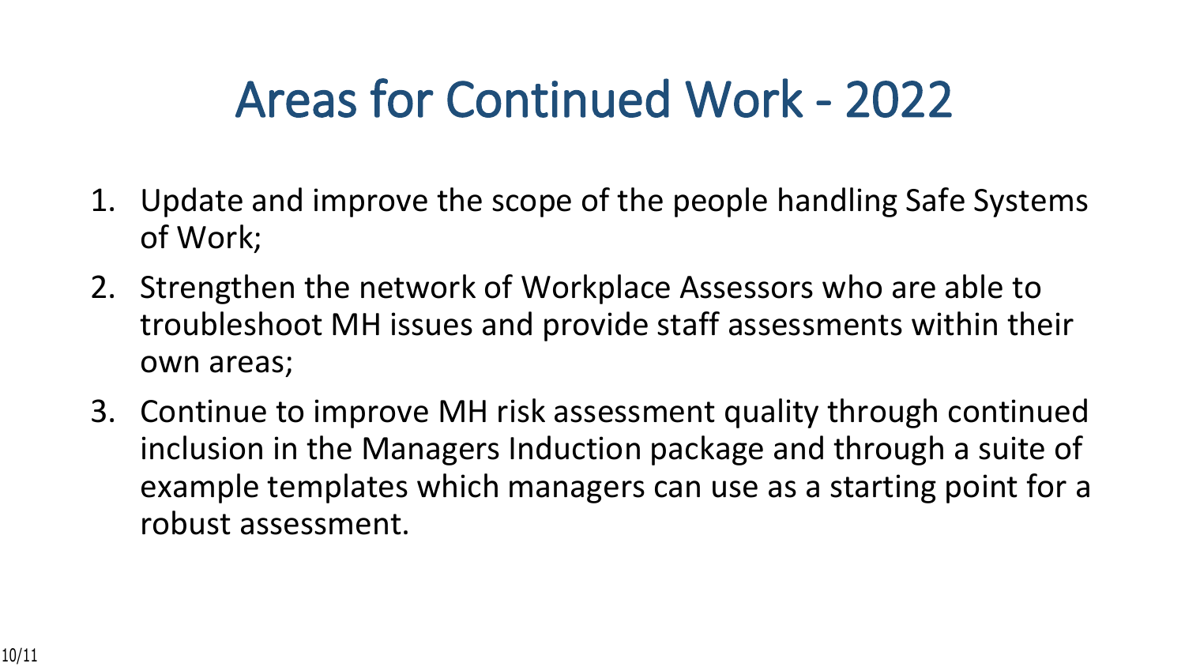# Areas for Continued Work - 2022

1. Update and improve the scope of the people handling Safe Systems of Work;
2. Strengthen the network of Workplace Assessors who are able to troubleshoot MH issues and provide staff assessments within their own areas;
3. Continue to improve MH risk assessment quality through continued inclusion in the Managers Induction package and through a suite of example templates which managers can use as a starting point for a robust assessment.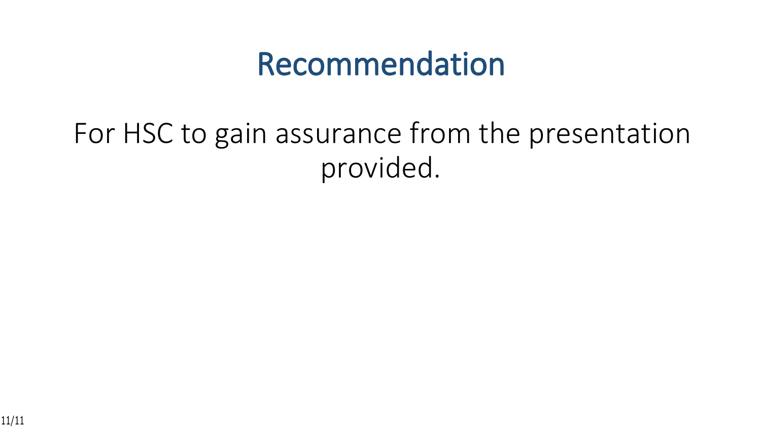# Recommendation

For HSC to gain assurance from the presentation provided.